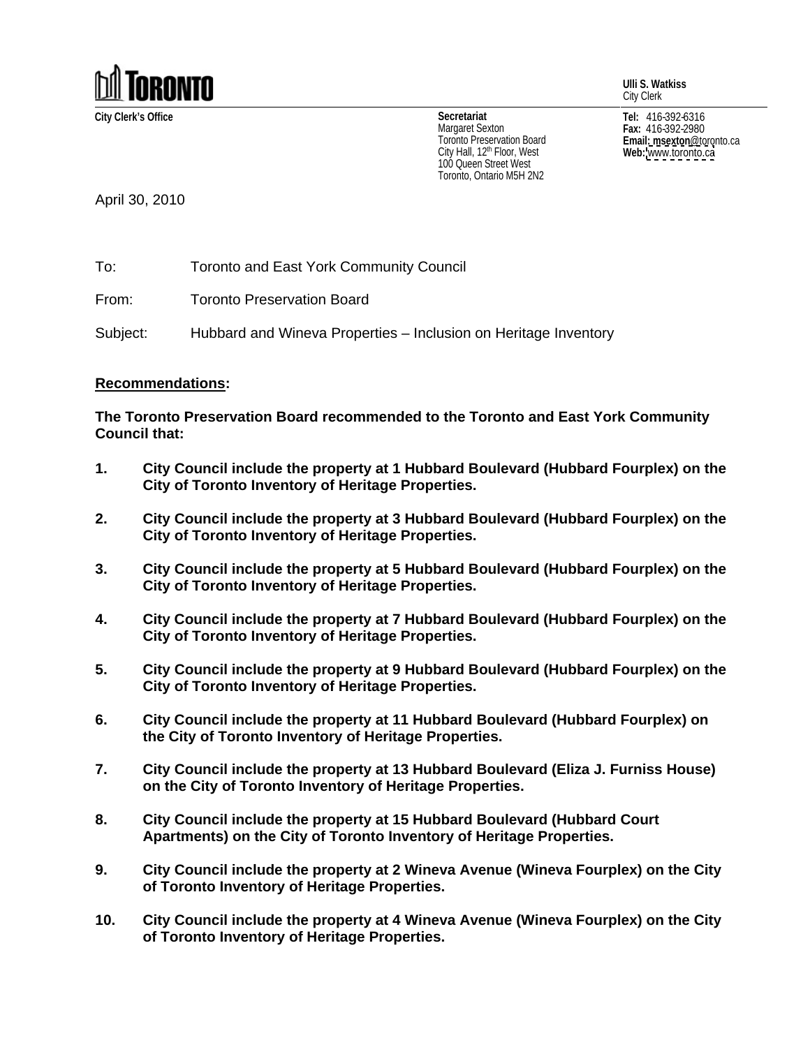**TORONTO**

**Ulli S. Watkiss**
City Clerk

**City Clerk's Office**

**Secretariat**
Margaret Sexton
Toronto Preservation Board
City Hall, 12th Floor, West
100 Queen Street West
Toronto, Ontario M5H 2N2

**Tel:** 416-392-6316
**Fax:** 416-392-2980
**Email:** msexton@toronto.ca
**Web:** www.toronto.ca

April 30, 2010

To: Toronto and East York Community Council

From: Toronto Preservation Board

Subject: Hubbard and Wineva Properties – Inclusion on Heritage Inventory

**Recommendations:**

**The Toronto Preservation Board recommended to the Toronto and East York Community Council that:**

1. **City Council include the property at 1 Hubbard Boulevard (Hubbard Fourplex) on the City of Toronto Inventory of Heritage Properties.**

2. **City Council include the property at 3 Hubbard Boulevard (Hubbard Fourplex) on the City of Toronto Inventory of Heritage Properties.**

3. **City Council include the property at 5 Hubbard Boulevard (Hubbard Fourplex) on the City of Toronto Inventory of Heritage Properties.**

4. **City Council include the property at 7 Hubbard Boulevard (Hubbard Fourplex) on the City of Toronto Inventory of Heritage Properties.**

5. **City Council include the property at 9 Hubbard Boulevard (Hubbard Fourplex) on the City of Toronto Inventory of Heritage Properties.**

6. **City Council include the property at 11 Hubbard Boulevard (Hubbard Fourplex) on the City of Toronto Inventory of Heritage Properties.**

7. **City Council include the property at 13 Hubbard Boulevard (Eliza J. Furniss House) on the City of Toronto Inventory of Heritage Properties.**

8. **City Council include the property at 15 Hubbard Boulevard (Hubbard Court Apartments) on the City of Toronto Inventory of Heritage Properties.**

9. **City Council include the property at 2 Wineva Avenue (Wineva Fourplex) on the City of Toronto Inventory of Heritage Properties.**

10. **City Council include the property at 4 Wineva Avenue (Wineva Fourplex) on the City of Toronto Inventory of Heritage Properties.**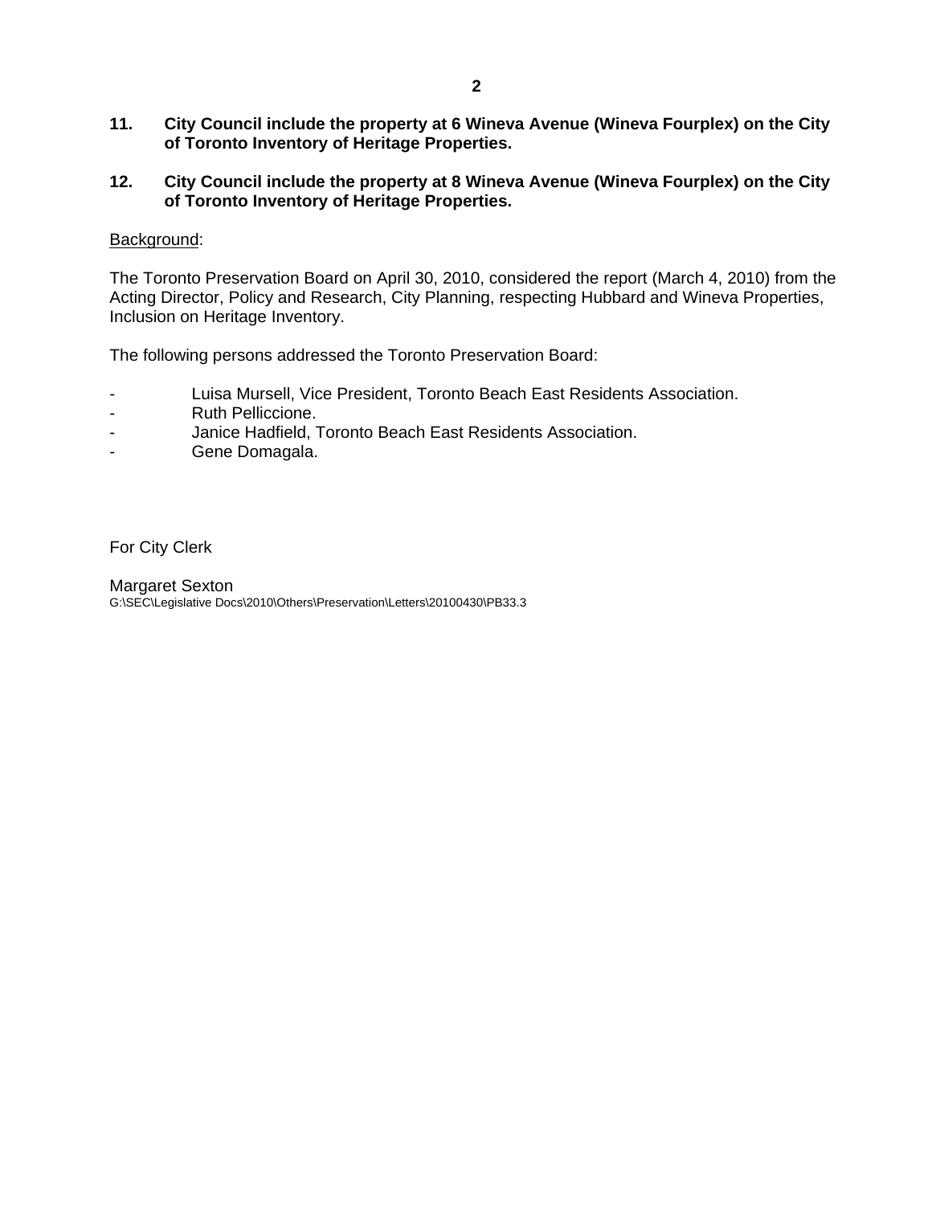**11. City Council include the property at 6 Wineva Avenue (Wineva Fourplex) on the City of Toronto Inventory of Heritage Properties.**

**12. City Council include the property at 8 Wineva Avenue (Wineva Fourplex) on the City of Toronto Inventory of Heritage Properties.**

<u>Background</u>:

The Toronto Preservation Board on April 30, 2010, considered the report (March 4, 2010) from the Acting Director, Policy and Research, City Planning, respecting Hubbard and Wineva Properties, Inclusion on Heritage Inventory.

The following persons addressed the Toronto Preservation Board:

- Luisa Mursell, Vice President, Toronto Beach East Residents Association.
- Ruth Pelliccione.
- Janice Hadfield, Toronto Beach East Residents Association.
- Gene Domagala.

For City Clerk

Margaret Sexton
G:\SEC\Legislative Docs\2010\Others\Preservation\Letters\20100430\PB33.3